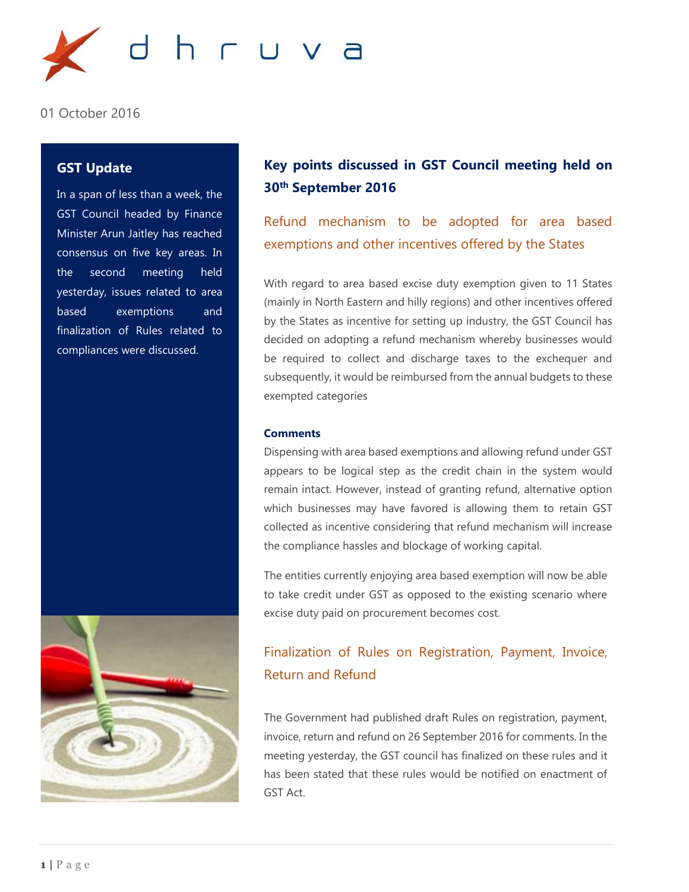dhruva

01 October 2016

## GST Update

In a span of less than a week, the GST Council headed by Finance Minister Arun Jaitley has reached consensus on five key areas. In the second meeting held yesterday, issues related to area based exemptions and finalization of Rules related to compliances were discussed.

# Key points discussed in GST Council meeting held on 30th September 2016

## Refund mechanism to be adopted for area based exemptions and other incentives offered by the States

With regard to area based excise duty exemption given to 11 States (mainly in North Eastern and hilly regions) and other incentives offered by the States as incentive for setting up industry, the GST Council has decided on adopting a refund mechanism whereby businesses would be required to collect and discharge taxes to the exchequer and subsequently, it would be reimbursed from the annual budgets to these exempted categories

**Comments**

Dispensing with area based exemptions and allowing refund under GST appears to be logical step as the credit chain in the system would remain intact. However, instead of granting refund, alternative option which businesses may have favored is allowing them to retain GST collected as incentive considering that refund mechanism will increase the compliance hassles and blockage of working capital.

The entities currently enjoying area based exemption will now be able to take credit under GST as opposed to the existing scenario where excise duty paid on procurement becomes cost.

## Finalization of Rules on Registration, Payment, Invoice, Return and Refund

The Government had published draft Rules on registration, payment, invoice, return and refund on 26 September 2016 for comments. In the meeting yesterday, the GST council has finalized on these rules and it has been stated that these rules would be notified on enactment of GST Act.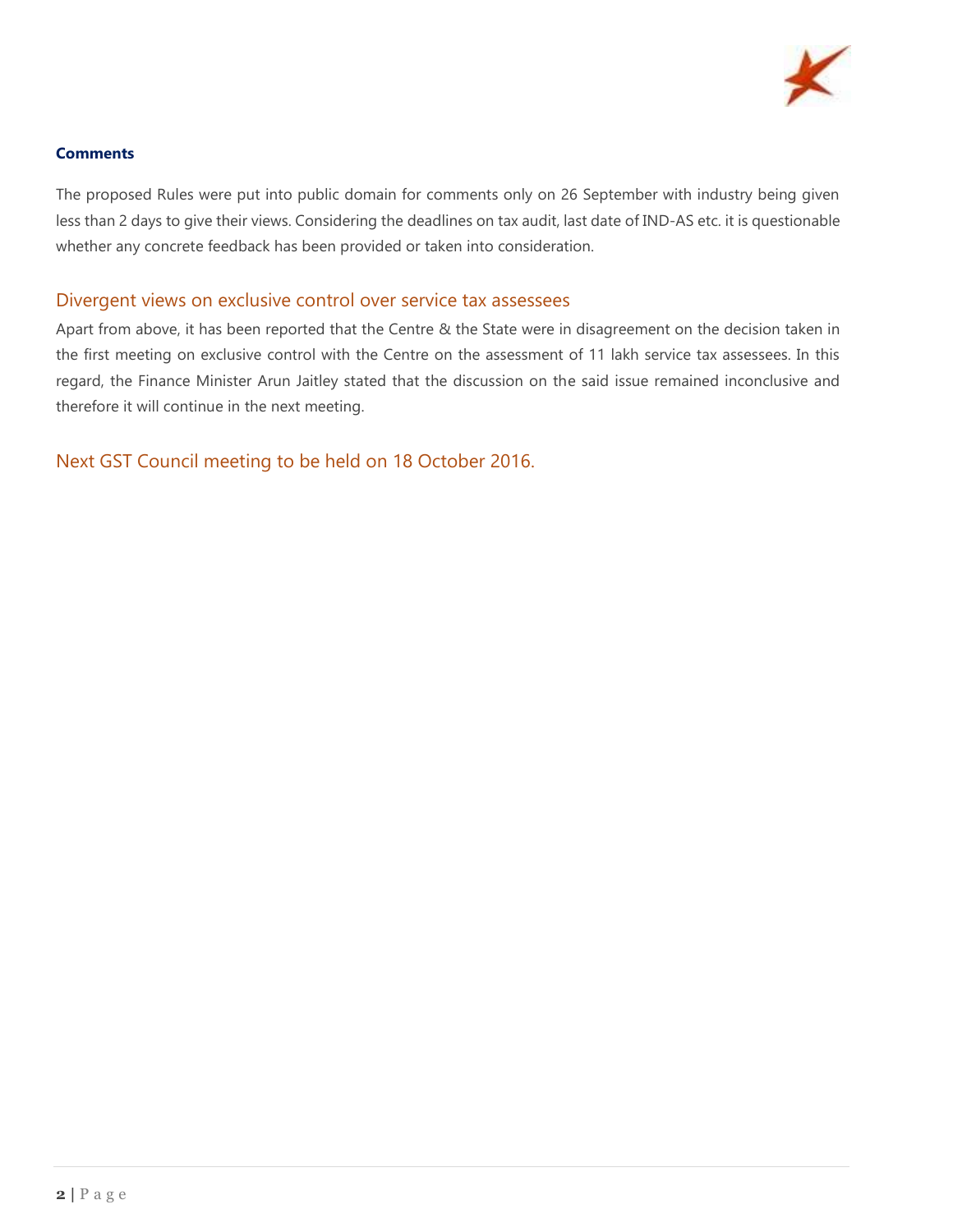**Comments**

The proposed Rules were put into public domain for comments only on 26 September with industry being given less than 2 days to give their views. Considering the deadlines on tax audit, last date of IND-AS etc. it is questionable whether any concrete feedback has been provided or taken into consideration.

## Divergent views on exclusive control over service tax assessees

Apart from above, it has been reported that the Centre & the State were in disagreement on the decision taken in the first meeting on exclusive control with the Centre on the assessment of 11 lakh service tax assessees. In this regard, the Finance Minister Arun Jaitley stated that the discussion on the said issue remained inconclusive and therefore it will continue in the next meeting.

## Next GST Council meeting to be held on 18 October 2016.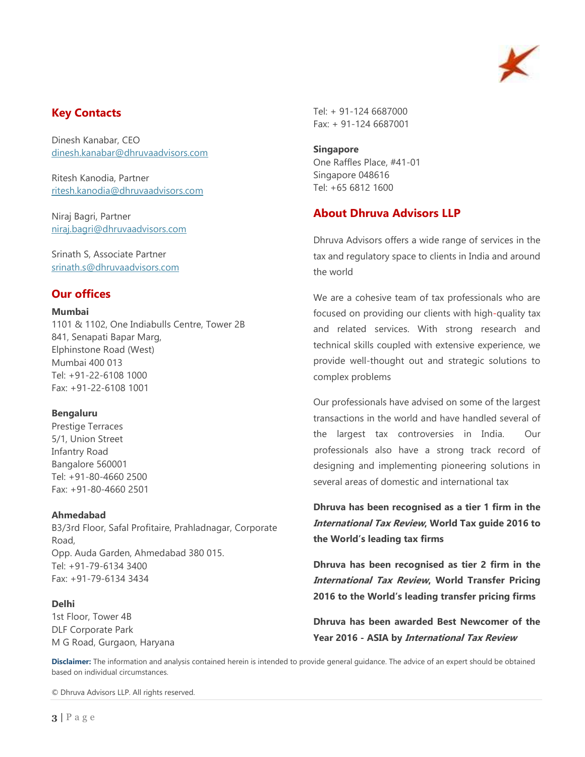## Key Contacts

Dinesh Kanabar, CEO
dinesh.kanabar@dhruvaadvisors.com

Ritesh Kanodia, Partner
ritesh.kanodia@dhruvaadvisors.com

Niraj Bagri, Partner
niraj.bagri@dhruvaadvisors.com

Srinath S, Associate Partner
srinath.s@dhruvaadvisors.com

## Our offices

**Mumbai**
1101 & 1102, One Indiabulls Centre, Tower 2B
841, Senapati Bapar Marg,
Elphinstone Road (West)
Mumbai 400 013
Tel: +91-22-6108 1000
Fax: +91-22-6108 1001

**Bengaluru**
Prestige Terraces
5/1, Union Street
Infantry Road
Bangalore 560001
Tel: +91-80-4660 2500
Fax: +91-80-4660 2501

**Ahmedabad**
B3/3rd Floor, Safal Profitaire, Prahladnagar, Corporate Road,
Opp. Auda Garden, Ahmedabad 380 015.
Tel: +91-79-6134 3400
Fax: +91-79-6134 3434

**Delhi**
1st Floor, Tower 4B
DLF Corporate Park
M G Road, Gurgaon, Haryana
Tel: + 91-124 6687000
Fax: + 91-124 6687001

**Singapore**
One Raffles Place, #41-01
Singapore 048616
Tel: +65 6812 1600

## About Dhruva Advisors LLP

Dhruva Advisors offers a wide range of services in the tax and regulatory space to clients in India and around the world

We are a cohesive team of tax professionals who are focused on providing our clients with high-quality tax and related services. With strong research and technical skills coupled with extensive experience, we provide well-thought out and strategic solutions to complex problems

Our professionals have advised on some of the largest transactions in the world and have handled several of the largest tax controversies in India. Our professionals also have a strong track record of designing and implementing pioneering solutions in several areas of domestic and international tax

**Dhruva has been recognised as a tier 1 firm in the *International Tax Review*, World Tax guide 2016 to the World's leading tax firms**

**Dhruva has been recognised as tier 2 firm in the *International Tax Review*, World Transfer Pricing 2016 to the World's leading transfer pricing firms**

**Dhruva has been awarded Best Newcomer of the Year 2016 - ASIA by *International Tax Review***

**Disclaimer:** The information and analysis contained herein is intended to provide general guidance. The advice of an expert should be obtained based on individual circumstances.

© Dhruva Advisors LLP. All rights reserved.